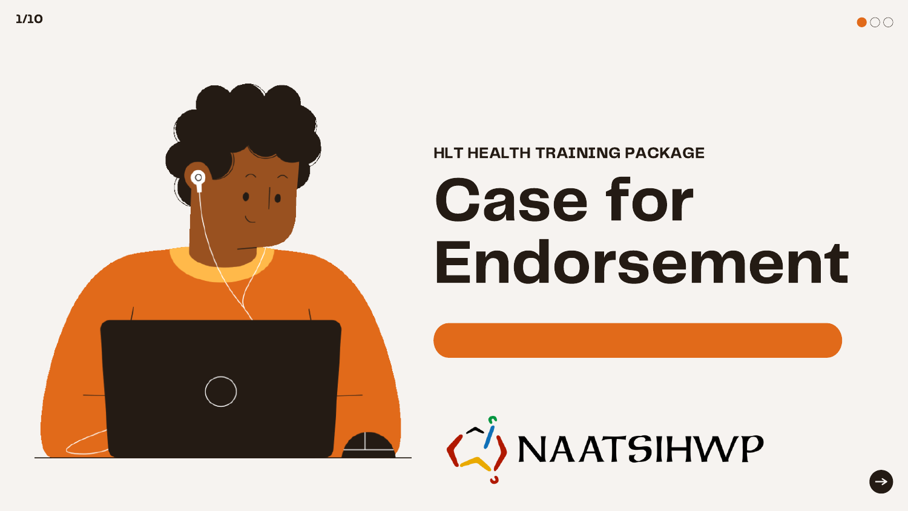HLT HEALTH TRAINING PACKAGE

# Case for Endorsement

NAATSIHWP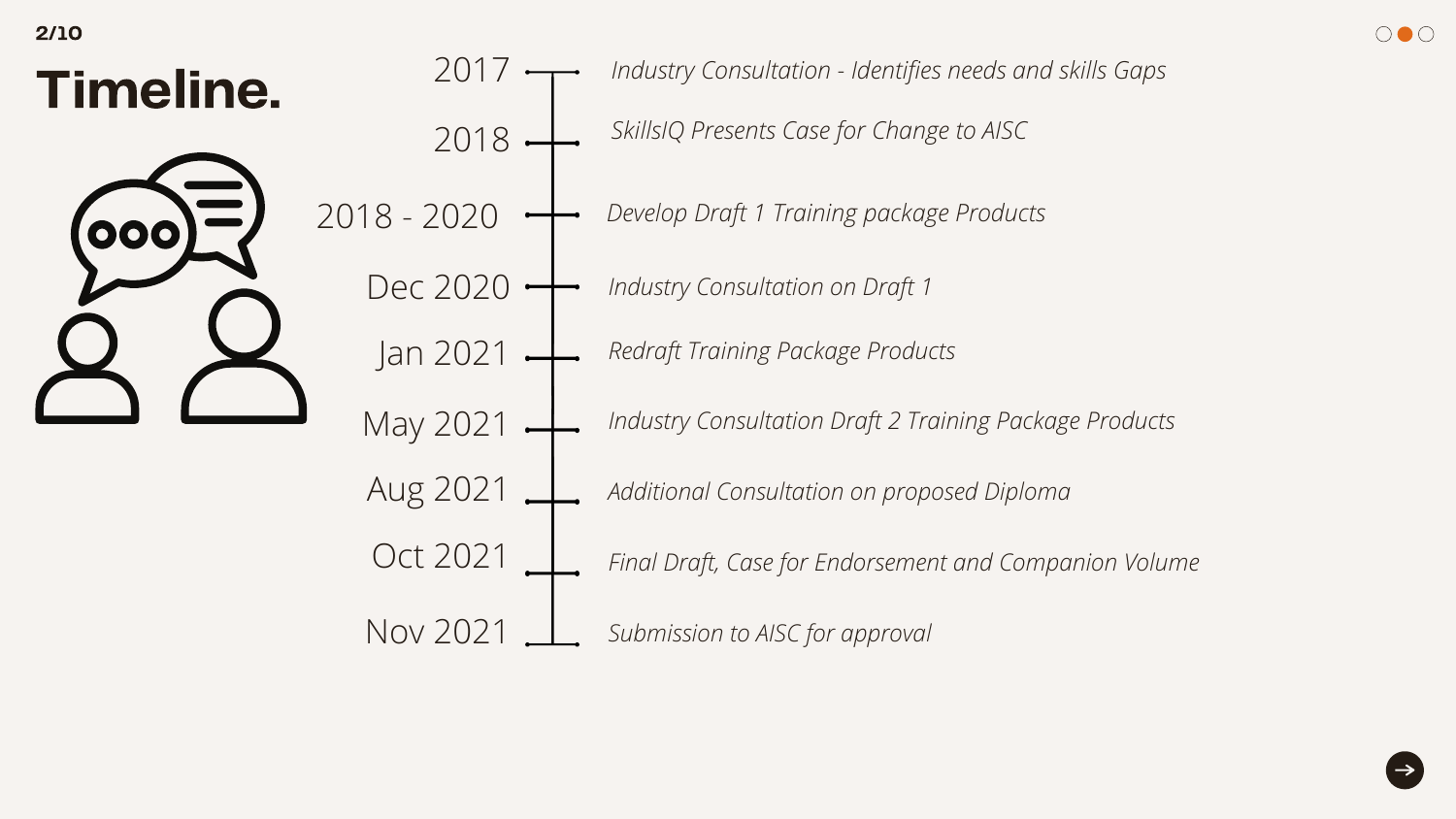# Timeline.

| | |
|---|---|
| 2017 | *Industry Consultation - Identifies needs and skills Gaps* |
| 2018 | *SkillsIQ Presents Case for Change to AISC* |
| 2018 - 2020 | *Develop Draft 1 Training package Products* |
| Dec 2020 | *Industry Consultation on Draft 1* |
| Jan 2021 | *Redraft Training Package Products* |
| May 2021 | *Industry Consultation Draft 2 Training Package Products* |
| Aug 2021 | *Additional Consultation on proposed Diploma* |
| Oct 2021 | *Final Draft, Case for Endorsement and Companion Volume* |
| Nov 2021 | *Submission to AISC for approval* |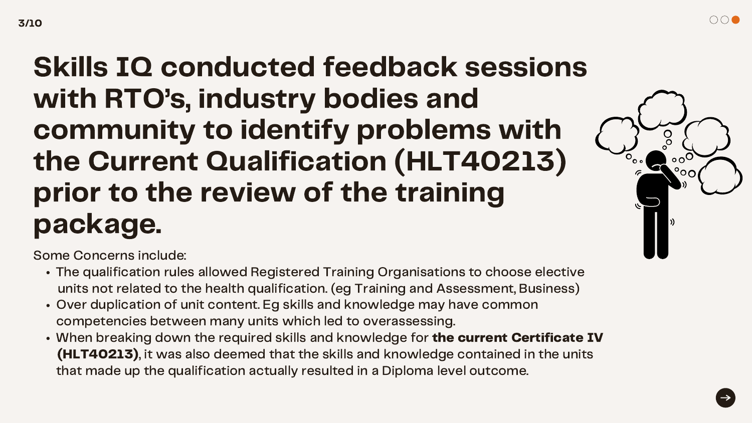# Skills IQ conducted feedback sessions with RTO's, industry bodies and community to identify problems with the Current Qualification (HLT40213) prior to the review of the training package.

Some Concerns include:

- The qualification rules allowed Registered Training Organisations to choose elective units not related to the health qualification. (eg Training and Assessment, Business)
- Over duplication of unit content. Eg skills and knowledge may have common competencies between many units which led to overassessing.
- When breaking down the required skills and knowledge for **the current Certificate IV (HLT40213)**, it was also deemed that the skills and knowledge contained in the units that made up the qualification actually resulted in a Diploma level outcome.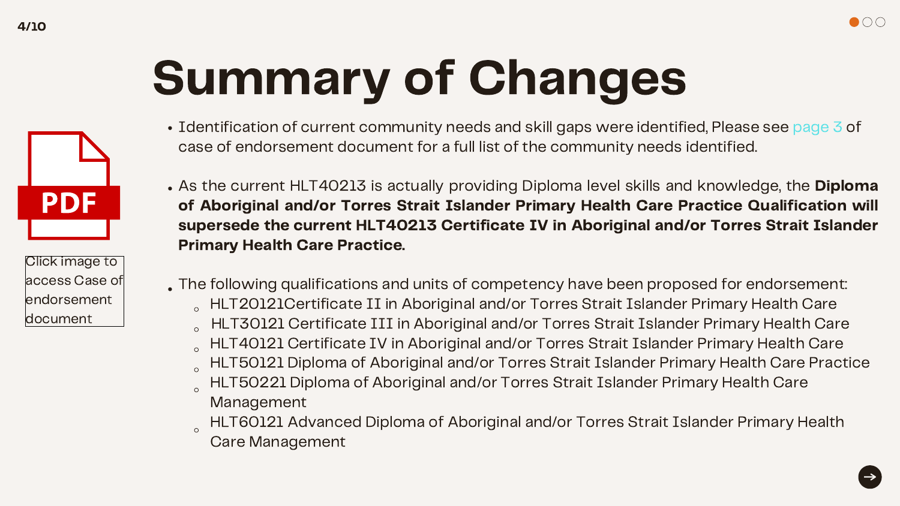# Summary of Changes

Click image to access Case of endorsement document

- Identification of current community needs and skill gaps were identified, Please see page 3 of case of endorsement document for a full list of the community needs identified.

- As the current HLT40213 is actually providing Diploma level skills and knowledge, the **Diploma of Aboriginal and/or Torres Strait Islander Primary Health Care Practice Qualification will supersede the current HLT40213 Certificate IV in Aboriginal and/or Torres Strait Islander Primary Health Care Practice.**

- The following qualifications and units of competency have been proposed for endorsement:
  - HLT20121Certificate II in Aboriginal and/or Torres Strait Islander Primary Health Care
  - HLT30121 Certificate III in Aboriginal and/or Torres Strait Islander Primary Health Care
  - HLT40121 Certificate IV in Aboriginal and/or Torres Strait Islander Primary Health Care
  - HLT50121 Diploma of Aboriginal and/or Torres Strait Islander Primary Health Care Practice
  - HLT50221 Diploma of Aboriginal and/or Torres Strait Islander Primary Health Care Management
  - HLT60121 Advanced Diploma of Aboriginal and/or Torres Strait Islander Primary Health Care Management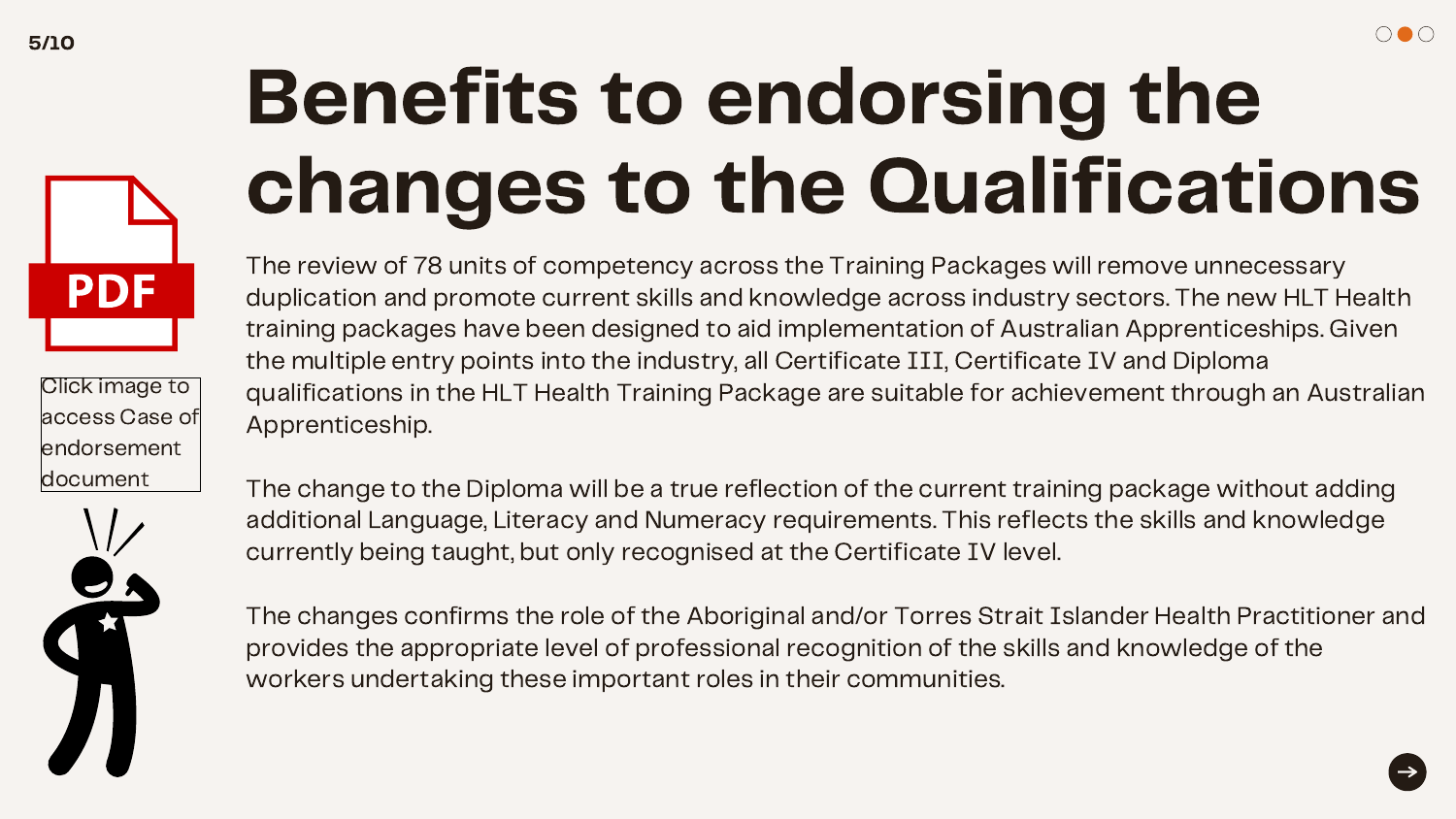# Benefits to endorsing the changes to the Qualifications

Click image to access Case of endorsement document

The review of 78 units of competency across the Training Packages will remove unnecessary duplication and promote current skills and knowledge across industry sectors. The new HLT Health training packages have been designed to aid implementation of Australian Apprenticeships. Given the multiple entry points into the industry, all Certificate III, Certificate IV and Diploma qualifications in the HLT Health Training Package are suitable for achievement through an Australian Apprenticeship.

The change to the Diploma will be a true reflection of the current training package without adding additional Language, Literacy and Numeracy requirements. This reflects the skills and knowledge currently being taught, but only recognised at the Certificate IV level.

The changes confirms the role of the Aboriginal and/or Torres Strait Islander Health Practitioner and provides the appropriate level of professional recognition of the skills and knowledge of the workers undertaking these important roles in their communities.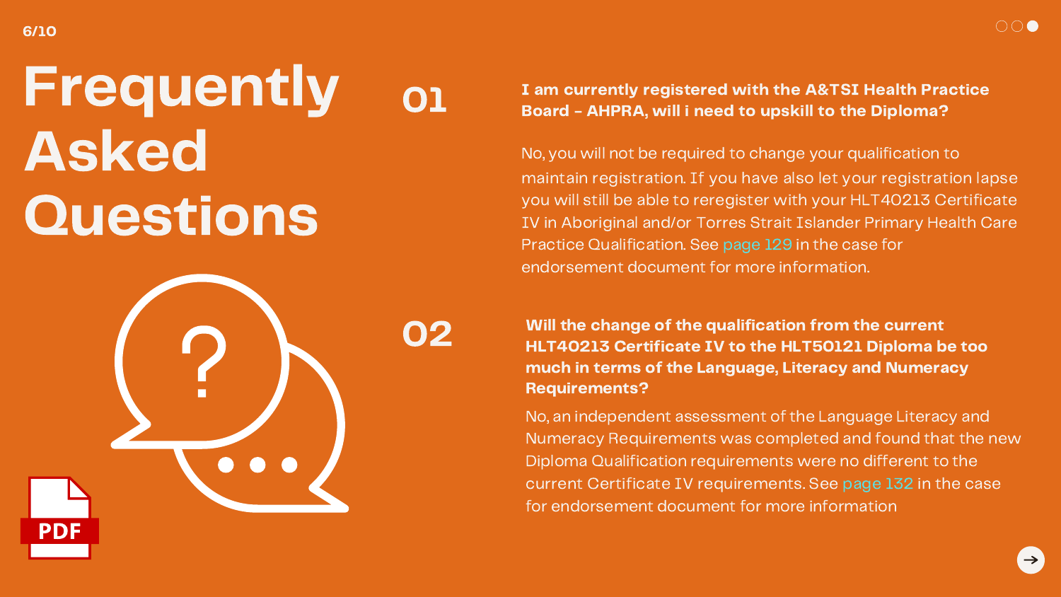# Frequently Asked Questions

## 01

**I am currently registered with the A&TSI Health Practice Board - AHPRA, will i need to upskill to the Diploma?**

No, you will not be required to change your qualification to maintain registration. If you have also let your registration lapse you will still be able to reregister with your HLT40213 Certificate IV in Aboriginal and/or Torres Strait Islander Primary Health Care Practice Qualification. See page 129 in the case for endorsement document for more information.

## 02

**Will the change of the qualification from the current HLT40213 Certificate IV to the HLT50121 Diploma be too much in terms of the Language, Literacy and Numeracy Requirements?**

No, an independent assessment of the Language Literacy and Numeracy Requirements was completed and found that the new Diploma Qualification requirements were no different to the current Certificate IV requirements. See page 132 in the case for endorsement document for more information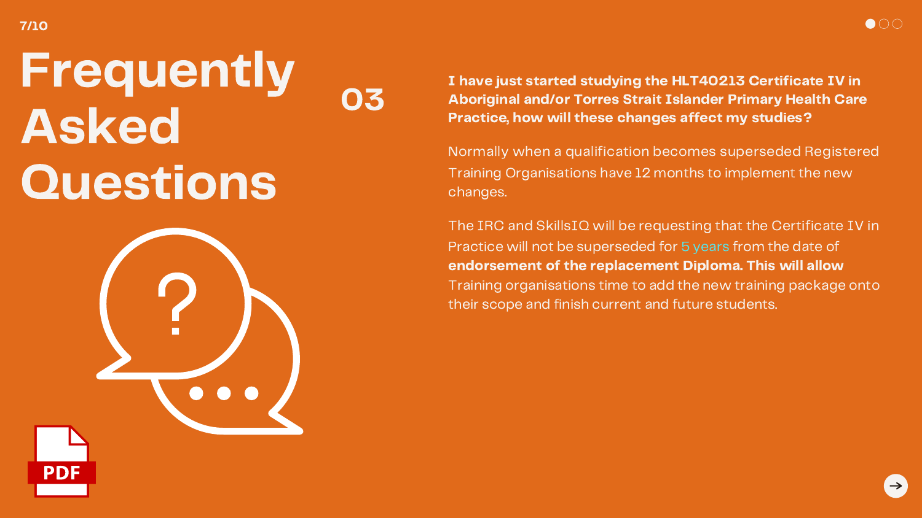# Frequently Asked Questions

## 03

**I have just started studying the HLT40213 Certificate IV in Aboriginal and/or Torres Strait Islander Primary Health Care Practice, how will these changes affect my studies?**

Normally when a qualification becomes superseded Registered Training Organisations have 12 months to implement the new changes.

The IRC and SkillsIQ will be requesting that the Certificate IV in Practice will not be superseded for 5 years from the date of **endorsement of the replacement Diploma. This will allow** Training organisations time to add the new training package onto their scope and finish current and future students.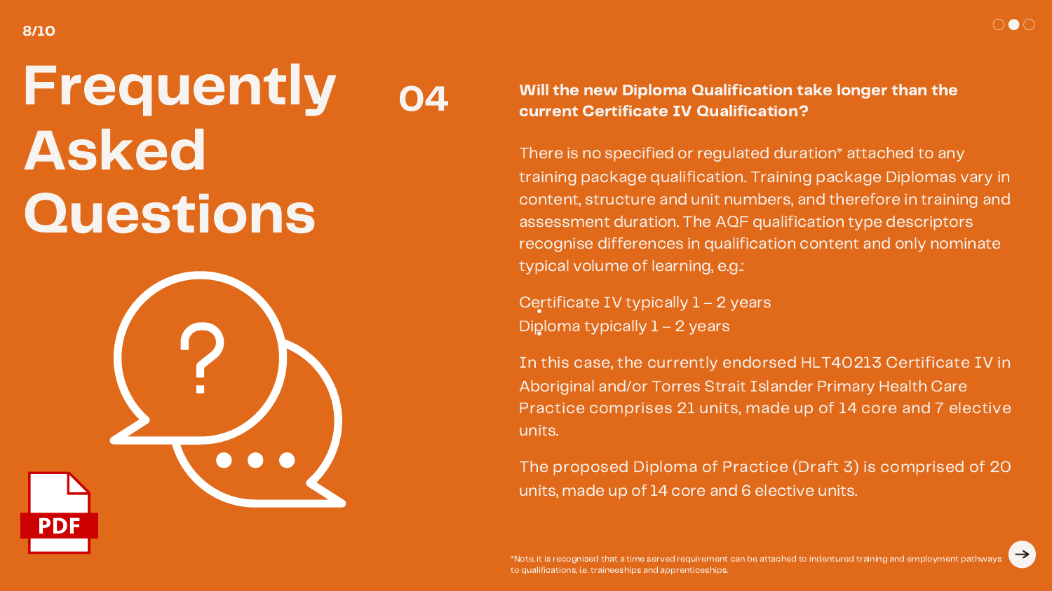# Frequently Asked Questions

## 04

**Will the new Diploma Qualification take longer than the current Certificate IV Qualification?**

There is no specified or regulated duration* attached to any training package qualification. Training package Diplomas vary in content, structure and unit numbers, and therefore in training and assessment duration. The AQF qualification type descriptors recognise differences in qualification content and only nominate typical volume of learning, e.g.:

- Certificate IV typically 1 – 2 years
- Diploma typically 1 – 2 years

In this case, the currently endorsed HLT40213 Certificate IV in Aboriginal and/or Torres Strait Islander Primary Health Care Practice comprises 21 units, made up of 14 core and 7 elective units.

The proposed Diploma of Practice (Draft 3) is comprised of 20 units, made up of 14 core and 6 elective units.

*Note, it is recognised that a time served requirement can be attached to indentured training and employment pathways to qualifications, i.e. traineeships and apprenticeships.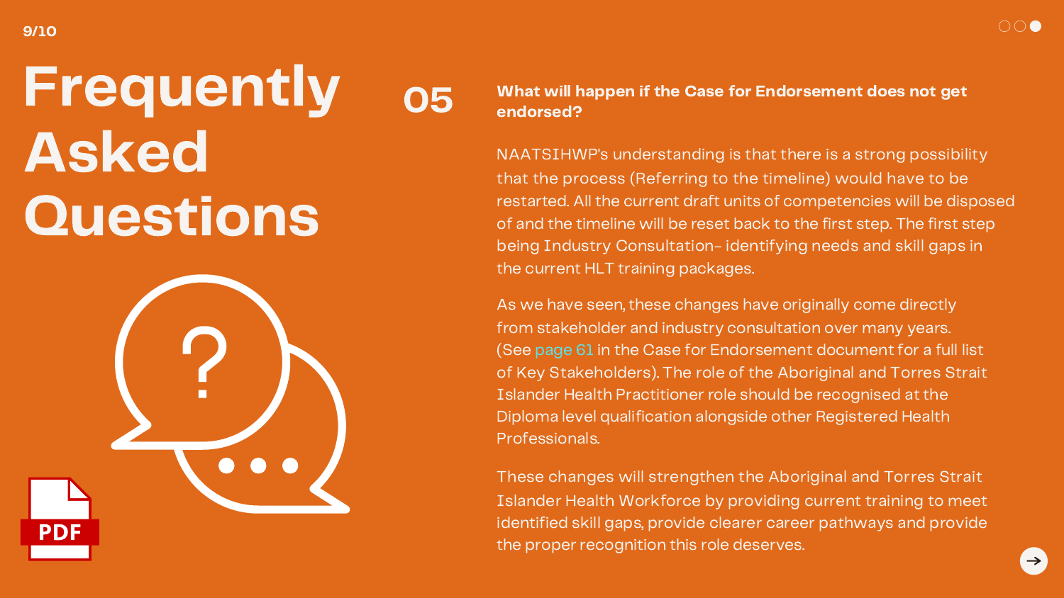# Frequently Asked Questions

## 05

**What will happen if the Case for Endorsement does not get endorsed?**

NAATSIHWP's understanding is that there is a strong possibility that the process (Referring to the timeline) would have to be restarted. All the current draft units of competencies will be disposed of and the timeline will be reset back to the first step. The first step being Industry Consultation- identifying needs and skill gaps in the current HLT training packages.

As we have seen, these changes have originally come directly from stakeholder and industry consultation over many years. (See page 61 in the Case for Endorsement document for a full list of Key Stakeholders). The role of the Aboriginal and Torres Strait Islander Health Practitioner role should be recognised at the Diploma level qualification alongside other Registered Health Professionals.

These changes will strengthen the Aboriginal and Torres Strait Islander Health Workforce by providing current training to meet identified skill gaps, provide clearer career pathways and provide the proper recognition this role deserves.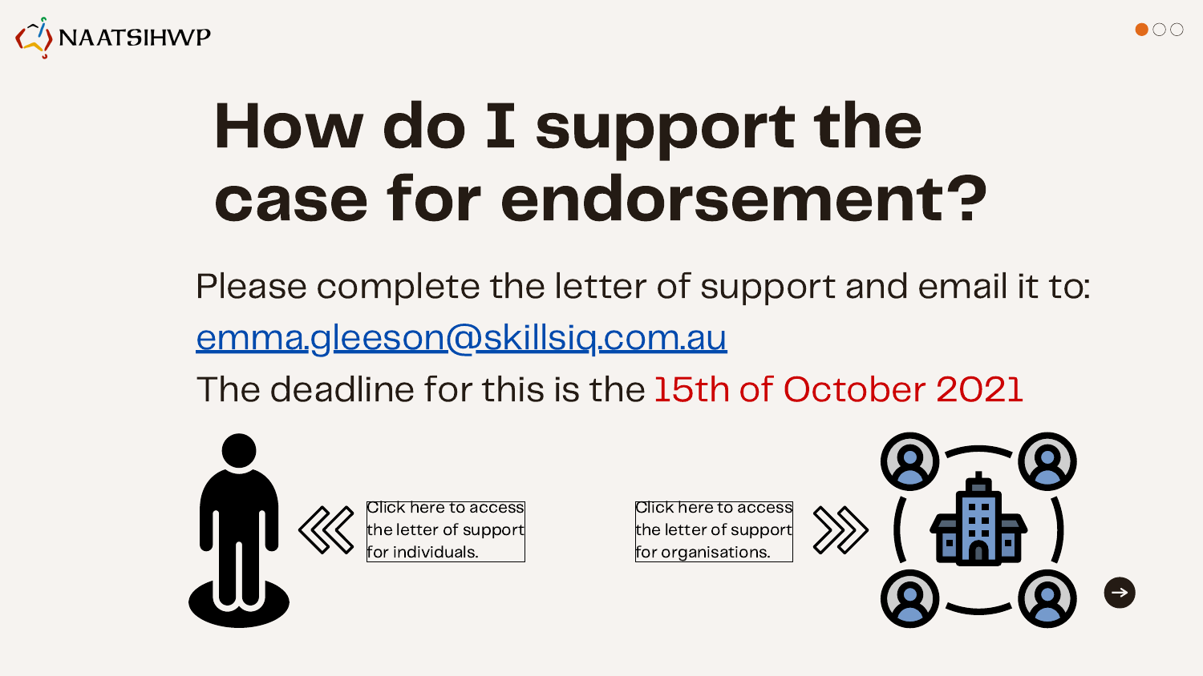NAATSIHWP

# How do I support the case for endorsement?

Please complete the letter of support and email it to:

[emma.gleeson@skillsiq.com.au](mailto:emma.gleeson@skillsiq.com.au)

The deadline for this is the 15th of October 2021

Click here to access the letter of support for individuals.

Click here to access the letter of support for organisations.